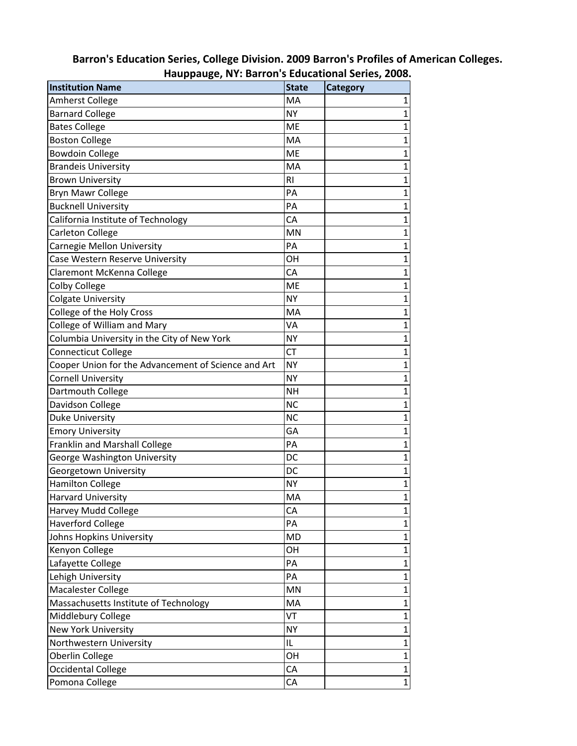**Barron's Education Series, College Division. 2009 Barron's Profiles of American Colleges. Hauppauge, NY: Barron's Educational Series, 2008.**

| Institution Name | State | Category |
|---|---|---|
| Amherst College | MA | 1 |
| Barnard College | NY | 1 |
| Bates College | ME | 1 |
| Boston College | MA | 1 |
| Bowdoin College | ME | 1 |
| Brandeis University | MA | 1 |
| Brown University | RI | 1 |
| Bryn Mawr College | PA | 1 |
| Bucknell University | PA | 1 |
| California Institute of Technology | CA | 1 |
| Carleton College | MN | 1 |
| Carnegie Mellon University | PA | 1 |
| Case Western Reserve University | OH | 1 |
| Claremont McKenna College | CA | 1 |
| Colby College | ME | 1 |
| Colgate University | NY | 1 |
| College of the Holy Cross | MA | 1 |
| College of William and Mary | VA | 1 |
| Columbia University in the City of New York | NY | 1 |
| Connecticut College | CT | 1 |
| Cooper Union for the Advancement of Science and Art | NY | 1 |
| Cornell University | NY | 1 |
| Dartmouth College | NH | 1 |
| Davidson College | NC | 1 |
| Duke University | NC | 1 |
| Emory University | GA | 1 |
| Franklin and Marshall College | PA | 1 |
| George Washington University | DC | 1 |
| Georgetown University | DC | 1 |
| Hamilton College | NY | 1 |
| Harvard University | MA | 1 |
| Harvey Mudd College | CA | 1 |
| Haverford College | PA | 1 |
| Johns Hopkins University | MD | 1 |
| Kenyon College | OH | 1 |
| Lafayette College | PA | 1 |
| Lehigh University | PA | 1 |
| Macalester College | MN | 1 |
| Massachusetts Institute of Technology | MA | 1 |
| Middlebury College | VT | 1 |
| New York University | NY | 1 |
| Northwestern University | IL | 1 |
| Oberlin College | OH | 1 |
| Occidental College | CA | 1 |
| Pomona College | CA | 1 |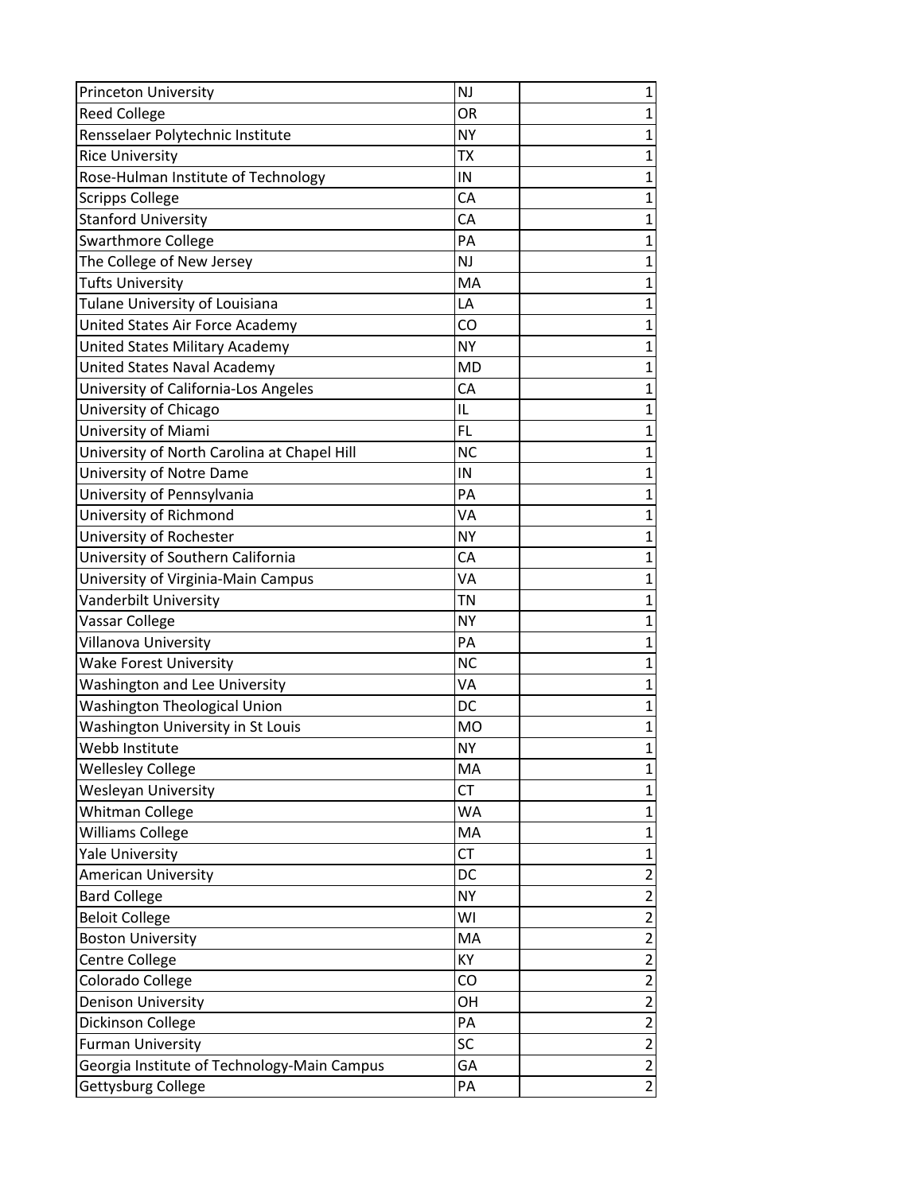| | | |
|---|---|---|
| Princeton University | NJ | 1 |
| Reed College | OR | 1 |
| Rensselaer Polytechnic Institute | NY | 1 |
| Rice University | TX | 1 |
| Rose-Hulman Institute of Technology | IN | 1 |
| Scripps College | CA | 1 |
| Stanford University | CA | 1 |
| Swarthmore College | PA | 1 |
| The College of New Jersey | NJ | 1 |
| Tufts University | MA | 1 |
| Tulane University of Louisiana | LA | 1 |
| United States Air Force Academy | CO | 1 |
| United States Military Academy | NY | 1 |
| United States Naval Academy | MD | 1 |
| University of California-Los Angeles | CA | 1 |
| University of Chicago | IL | 1 |
| University of Miami | FL | 1 |
| University of North Carolina at Chapel Hill | NC | 1 |
| University of Notre Dame | IN | 1 |
| University of Pennsylvania | PA | 1 |
| University of Richmond | VA | 1 |
| University of Rochester | NY | 1 |
| University of Southern California | CA | 1 |
| University of Virginia-Main Campus | VA | 1 |
| Vanderbilt University | TN | 1 |
| Vassar College | NY | 1 |
| Villanova University | PA | 1 |
| Wake Forest University | NC | 1 |
| Washington and Lee University | VA | 1 |
| Washington Theological Union | DC | 1 |
| Washington University in St Louis | MO | 1 |
| Webb Institute | NY | 1 |
| Wellesley College | MA | 1 |
| Wesleyan University | CT | 1 |
| Whitman College | WA | 1 |
| Williams College | MA | 1 |
| Yale University | CT | 1 |
| American University | DC | 2 |
| Bard College | NY | 2 |
| Beloit College | WI | 2 |
| Boston University | MA | 2 |
| Centre College | KY | 2 |
| Colorado College | CO | 2 |
| Denison University | OH | 2 |
| Dickinson College | PA | 2 |
| Furman University | SC | 2 |
| Georgia Institute of Technology-Main Campus | GA | 2 |
| Gettysburg College | PA | 2 |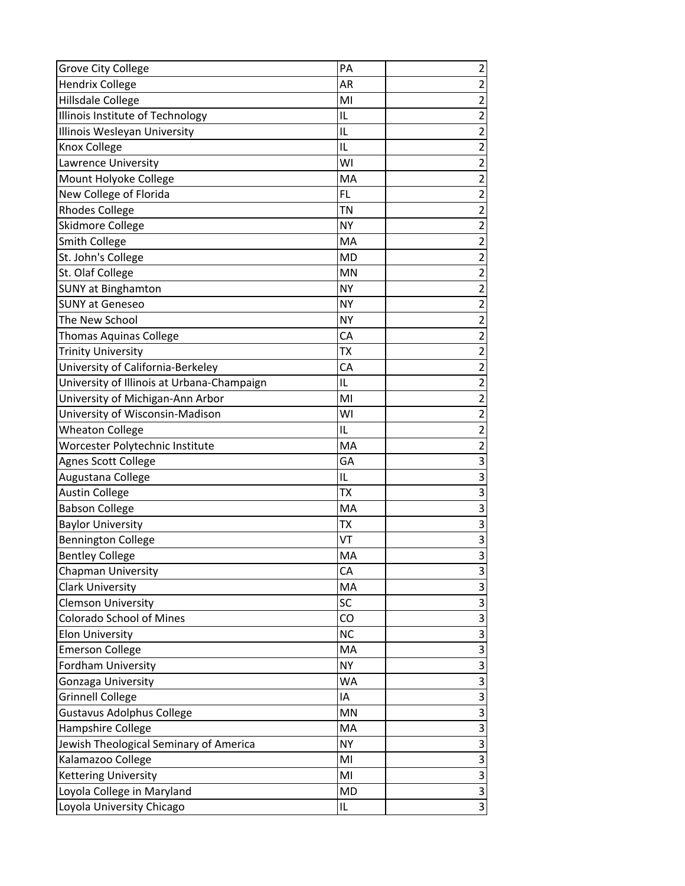| | | |
|---|---|---|
| Grove City College | PA | 2 |
| Hendrix College | AR | 2 |
| Hillsdale College | MI | 2 |
| Illinois Institute of Technology | IL | 2 |
| Illinois Wesleyan University | IL | 2 |
| Knox College | IL | 2 |
| Lawrence University | WI | 2 |
| Mount Holyoke College | MA | 2 |
| New College of Florida | FL | 2 |
| Rhodes College | TN | 2 |
| Skidmore College | NY | 2 |
| Smith College | MA | 2 |
| St. John's College | MD | 2 |
| St. Olaf College | MN | 2 |
| SUNY at Binghamton | NY | 2 |
| SUNY at Geneseo | NY | 2 |
| The New School | NY | 2 |
| Thomas Aquinas College | CA | 2 |
| Trinity University | TX | 2 |
| University of California-Berkeley | CA | 2 |
| University of Illinois at Urbana-Champaign | IL | 2 |
| University of Michigan-Ann Arbor | MI | 2 |
| University of Wisconsin-Madison | WI | 2 |
| Wheaton College | IL | 2 |
| Worcester Polytechnic Institute | MA | 2 |
| Agnes Scott College | GA | 3 |
| Augustana College | IL | 3 |
| Austin College | TX | 3 |
| Babson College | MA | 3 |
| Baylor University | TX | 3 |
| Bennington College | VT | 3 |
| Bentley College | MA | 3 |
| Chapman University | CA | 3 |
| Clark University | MA | 3 |
| Clemson University | SC | 3 |
| Colorado School of Mines | CO | 3 |
| Elon University | NC | 3 |
| Emerson College | MA | 3 |
| Fordham University | NY | 3 |
| Gonzaga University | WA | 3 |
| Grinnell College | IA | 3 |
| Gustavus Adolphus College | MN | 3 |
| Hampshire College | MA | 3 |
| Jewish Theological Seminary of America | NY | 3 |
| Kalamazoo College | MI | 3 |
| Kettering University | MI | 3 |
| Loyola College in Maryland | MD | 3 |
| Loyola University Chicago | IL | 3 |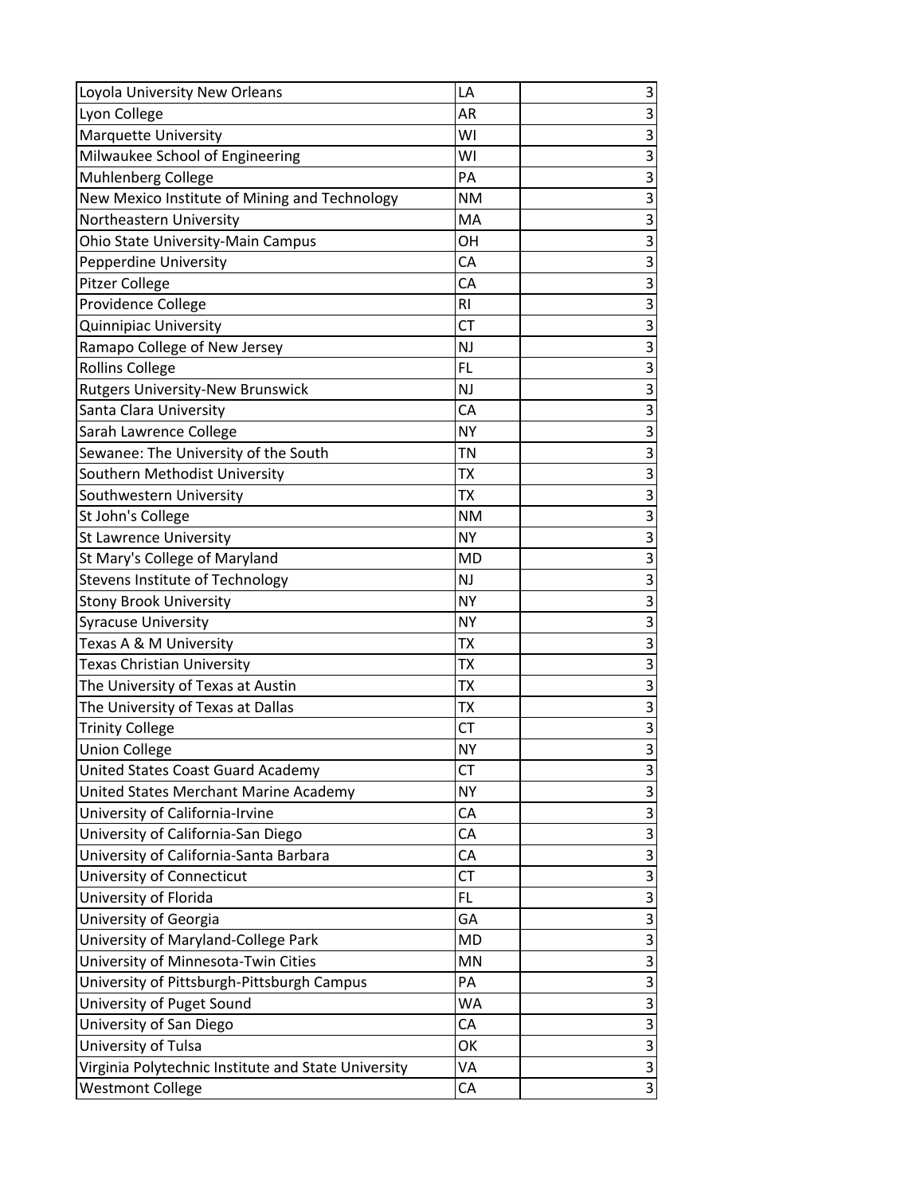| | | |
|---|---|---|
| Loyola University New Orleans | LA | 3 |
| Lyon College | AR | 3 |
| Marquette University | WI | 3 |
| Milwaukee School of Engineering | WI | 3 |
| Muhlenberg College | PA | 3 |
| New Mexico Institute of Mining and Technology | NM | 3 |
| Northeastern University | MA | 3 |
| Ohio State University-Main Campus | OH | 3 |
| Pepperdine University | CA | 3 |
| Pitzer College | CA | 3 |
| Providence College | RI | 3 |
| Quinnipiac University | CT | 3 |
| Ramapo College of New Jersey | NJ | 3 |
| Rollins College | FL | 3 |
| Rutgers University-New Brunswick | NJ | 3 |
| Santa Clara University | CA | 3 |
| Sarah Lawrence College | NY | 3 |
| Sewanee: The University of the South | TN | 3 |
| Southern Methodist University | TX | 3 |
| Southwestern University | TX | 3 |
| St John's College | NM | 3 |
| St Lawrence University | NY | 3 |
| St Mary's College of Maryland | MD | 3 |
| Stevens Institute of Technology | NJ | 3 |
| Stony Brook University | NY | 3 |
| Syracuse University | NY | 3 |
| Texas A & M University | TX | 3 |
| Texas Christian University | TX | 3 |
| The University of Texas at Austin | TX | 3 |
| The University of Texas at Dallas | TX | 3 |
| Trinity College | CT | 3 |
| Union College | NY | 3 |
| United States Coast Guard Academy | CT | 3 |
| United States Merchant Marine Academy | NY | 3 |
| University of California-Irvine | CA | 3 |
| University of California-San Diego | CA | 3 |
| University of California-Santa Barbara | CA | 3 |
| University of Connecticut | CT | 3 |
| University of Florida | FL | 3 |
| University of Georgia | GA | 3 |
| University of Maryland-College Park | MD | 3 |
| University of Minnesota-Twin Cities | MN | 3 |
| University of Pittsburgh-Pittsburgh Campus | PA | 3 |
| University of Puget Sound | WA | 3 |
| University of San Diego | CA | 3 |
| University of Tulsa | OK | 3 |
| Virginia Polytechnic Institute and State University | VA | 3 |
| Westmont College | CA | 3 |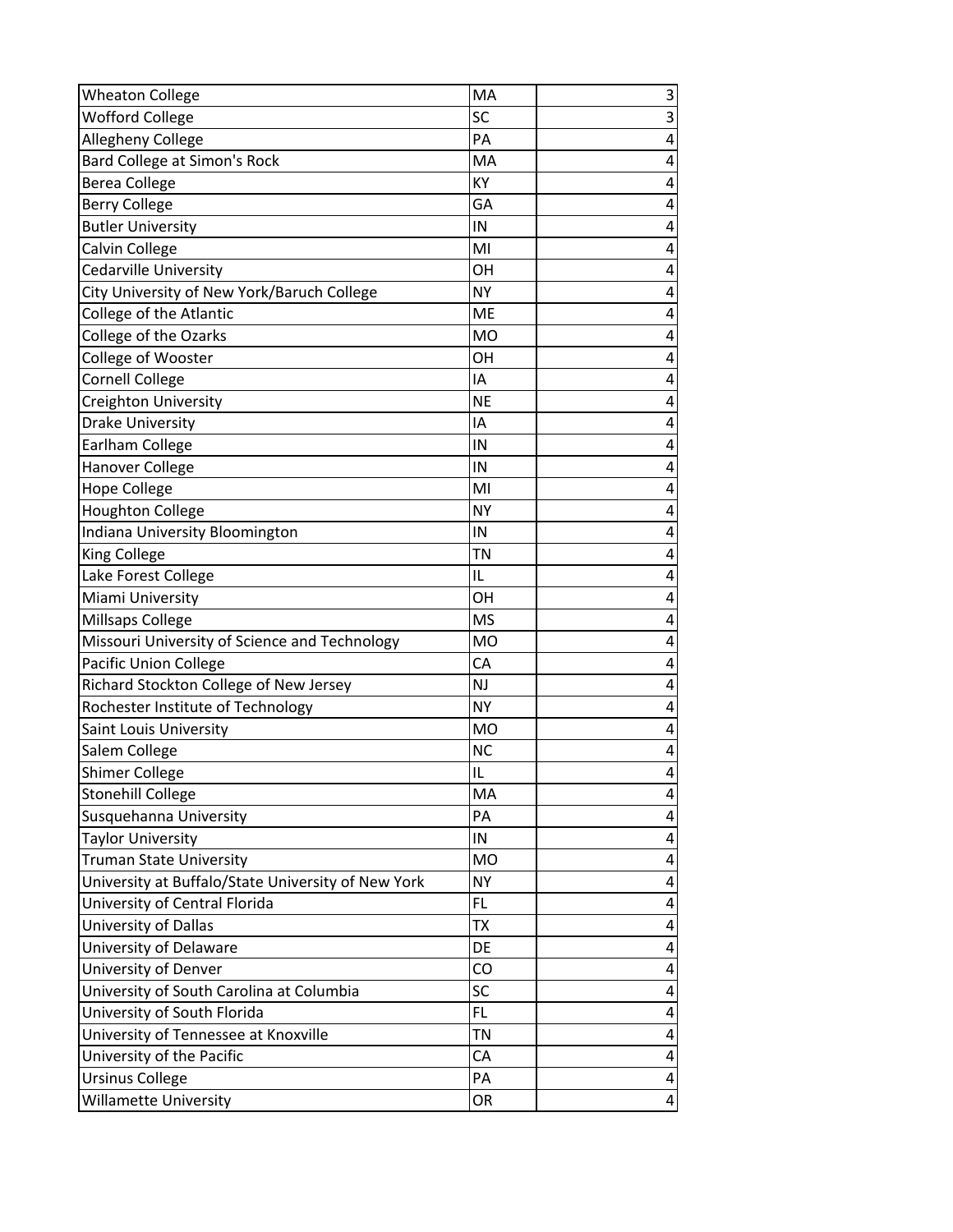| | | |
|---|---|---|
| Wheaton College | MA | 3 |
| Wofford College | SC | 3 |
| Allegheny College | PA | 4 |
| Bard College at Simon's Rock | MA | 4 |
| Berea College | KY | 4 |
| Berry College | GA | 4 |
| Butler University | IN | 4 |
| Calvin College | MI | 4 |
| Cedarville University | OH | 4 |
| City University of New York/Baruch College | NY | 4 |
| College of the Atlantic | ME | 4 |
| College of the Ozarks | MO | 4 |
| College of Wooster | OH | 4 |
| Cornell College | IA | 4 |
| Creighton University | NE | 4 |
| Drake University | IA | 4 |
| Earlham College | IN | 4 |
| Hanover College | IN | 4 |
| Hope College | MI | 4 |
| Houghton College | NY | 4 |
| Indiana University Bloomington | IN | 4 |
| King College | TN | 4 |
| Lake Forest College | IL | 4 |
| Miami University | OH | 4 |
| Millsaps College | MS | 4 |
| Missouri University of Science and Technology | MO | 4 |
| Pacific Union College | CA | 4 |
| Richard Stockton College of New Jersey | NJ | 4 |
| Rochester Institute of Technology | NY | 4 |
| Saint Louis University | MO | 4 |
| Salem College | NC | 4 |
| Shimer College | IL | 4 |
| Stonehill College | MA | 4 |
| Susquehanna University | PA | 4 |
| Taylor University | IN | 4 |
| Truman State University | MO | 4 |
| University at Buffalo/State University of New York | NY | 4 |
| University of Central Florida | FL | 4 |
| University of Dallas | TX | 4 |
| University of Delaware | DE | 4 |
| University of Denver | CO | 4 |
| University of South Carolina at Columbia | SC | 4 |
| University of South Florida | FL | 4 |
| University of Tennessee at Knoxville | TN | 4 |
| University of the Pacific | CA | 4 |
| Ursinus College | PA | 4 |
| Willamette University | OR | 4 |